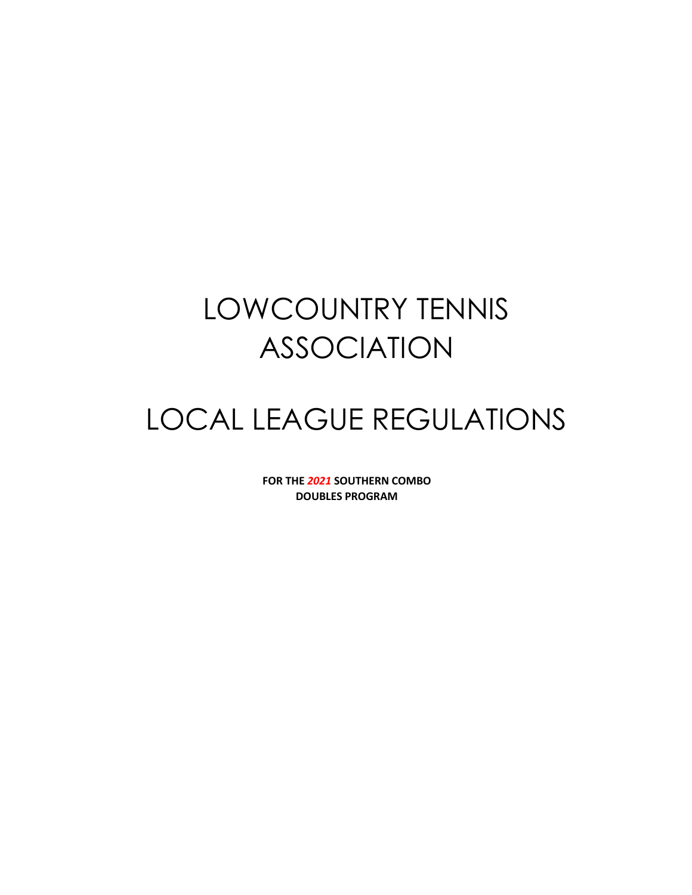# LOWCOUNTRY TENNIS ASSOCIATION

# LOCAL LEAGUE REGULATIONS

**FOR THE *2021* SOUTHERN COMBO DOUBLES PROGRAM**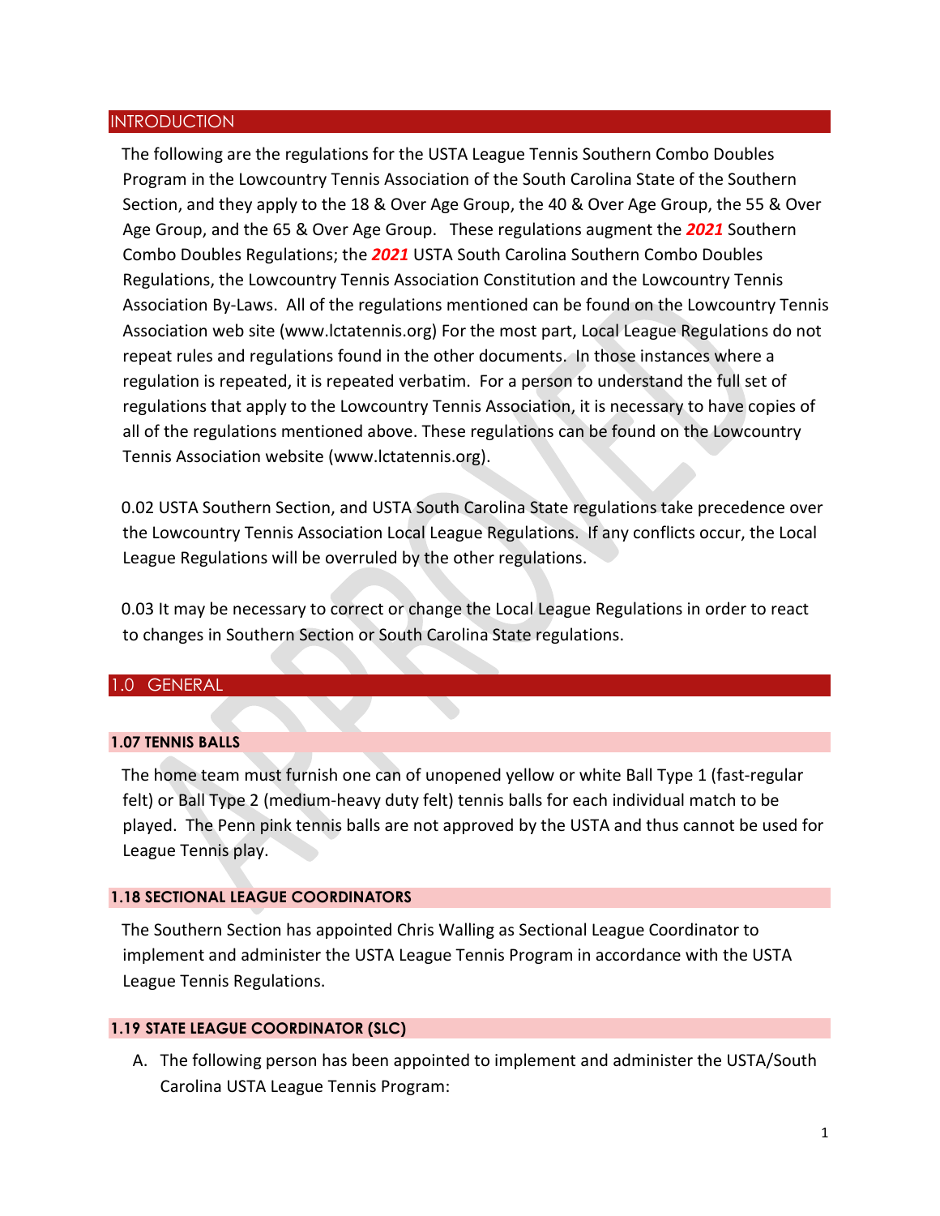## INTRODUCTION

The following are the regulations for the USTA League Tennis Southern Combo Doubles Program in the Lowcountry Tennis Association of the South Carolina State of the Southern Section, and they apply to the 18 & Over Age Group, the 40 & Over Age Group, the 55 & Over Age Group, and the 65 & Over Age Group. These regulations augment the ***2021*** Southern Combo Doubles Regulations; the ***2021*** USTA South Carolina Southern Combo Doubles Regulations, the Lowcountry Tennis Association Constitution and the Lowcountry Tennis Association By-Laws. All of the regulations mentioned can be found on the Lowcountry Tennis Association web site (www.lctatennis.org) For the most part, Local League Regulations do not repeat rules and regulations found in the other documents. In those instances where a regulation is repeated, it is repeated verbatim. For a person to understand the full set of regulations that apply to the Lowcountry Tennis Association, it is necessary to have copies of all of the regulations mentioned above. These regulations can be found on the Lowcountry Tennis Association website (www.lctatennis.org).

0.02 USTA Southern Section, and USTA South Carolina State regulations take precedence over the Lowcountry Tennis Association Local League Regulations. If any conflicts occur, the Local League Regulations will be overruled by the other regulations.

0.03 It may be necessary to correct or change the Local League Regulations in order to react to changes in Southern Section or South Carolina State regulations.

## 1.0 GENERAL

### 1.07 TENNIS BALLS

The home team must furnish one can of unopened yellow or white Ball Type 1 (fast-regular felt) or Ball Type 2 (medium-heavy duty felt) tennis balls for each individual match to be played. The Penn pink tennis balls are not approved by the USTA and thus cannot be used for League Tennis play.

### 1.18 SECTIONAL LEAGUE COORDINATORS

The Southern Section has appointed Chris Walling as Sectional League Coordinator to implement and administer the USTA League Tennis Program in accordance with the USTA League Tennis Regulations.

### 1.19 STATE LEAGUE COORDINATOR (SLC)

A. The following person has been appointed to implement and administer the USTA/South Carolina USTA League Tennis Program: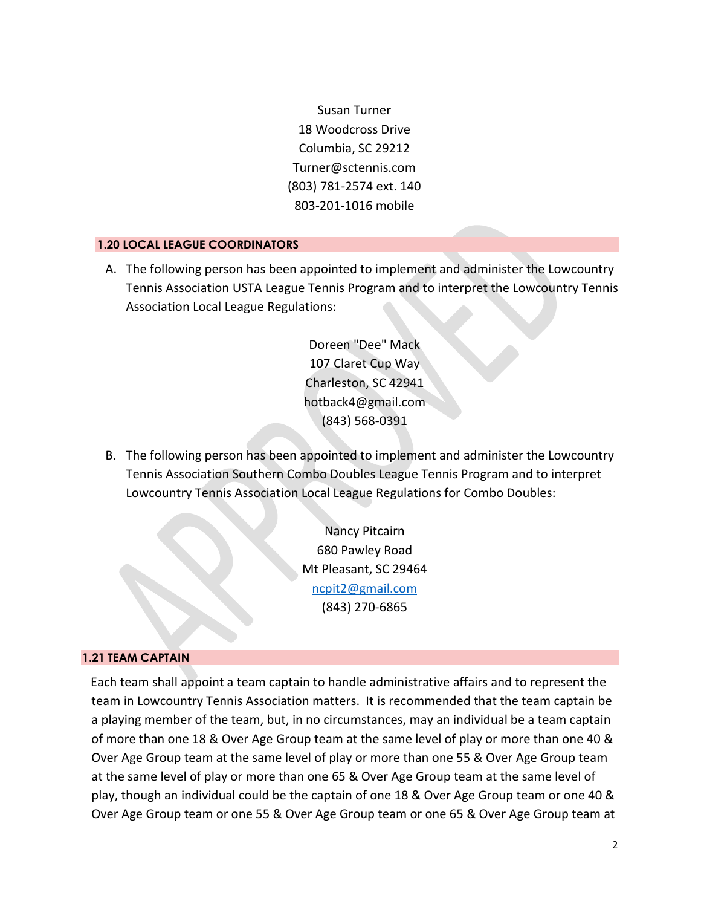Susan Turner
18 Woodcross Drive
Columbia, SC 29212
Turner@sctennis.com
(803) 781-2574 ext. 140
803-201-1016 mobile

## 1.20 LOCAL LEAGUE COORDINATORS

A. The following person has been appointed to implement and administer the Lowcountry Tennis Association USTA League Tennis Program and to interpret the Lowcountry Tennis Association Local League Regulations:

Doreen "Dee" Mack
107 Claret Cup Way
Charleston, SC 42941
hotback4@gmail.com
(843) 568-0391

B. The following person has been appointed to implement and administer the Lowcountry Tennis Association Southern Combo Doubles League Tennis Program and to interpret Lowcountry Tennis Association Local League Regulations for Combo Doubles:

Nancy Pitcairn
680 Pawley Road
Mt Pleasant, SC 29464
ncpit2@gmail.com
(843) 270-6865

## 1.21 TEAM CAPTAIN

Each team shall appoint a team captain to handle administrative affairs and to represent the team in Lowcountry Tennis Association matters. It is recommended that the team captain be a playing member of the team, but, in no circumstances, may an individual be a team captain of more than one 18 & Over Age Group team at the same level of play or more than one 40 & Over Age Group team at the same level of play or more than one 55 & Over Age Group team at the same level of play or more than one 65 & Over Age Group team at the same level of play, though an individual could be the captain of one 18 & Over Age Group team or one 40 & Over Age Group team or one 55 & Over Age Group team or one 65 & Over Age Group team at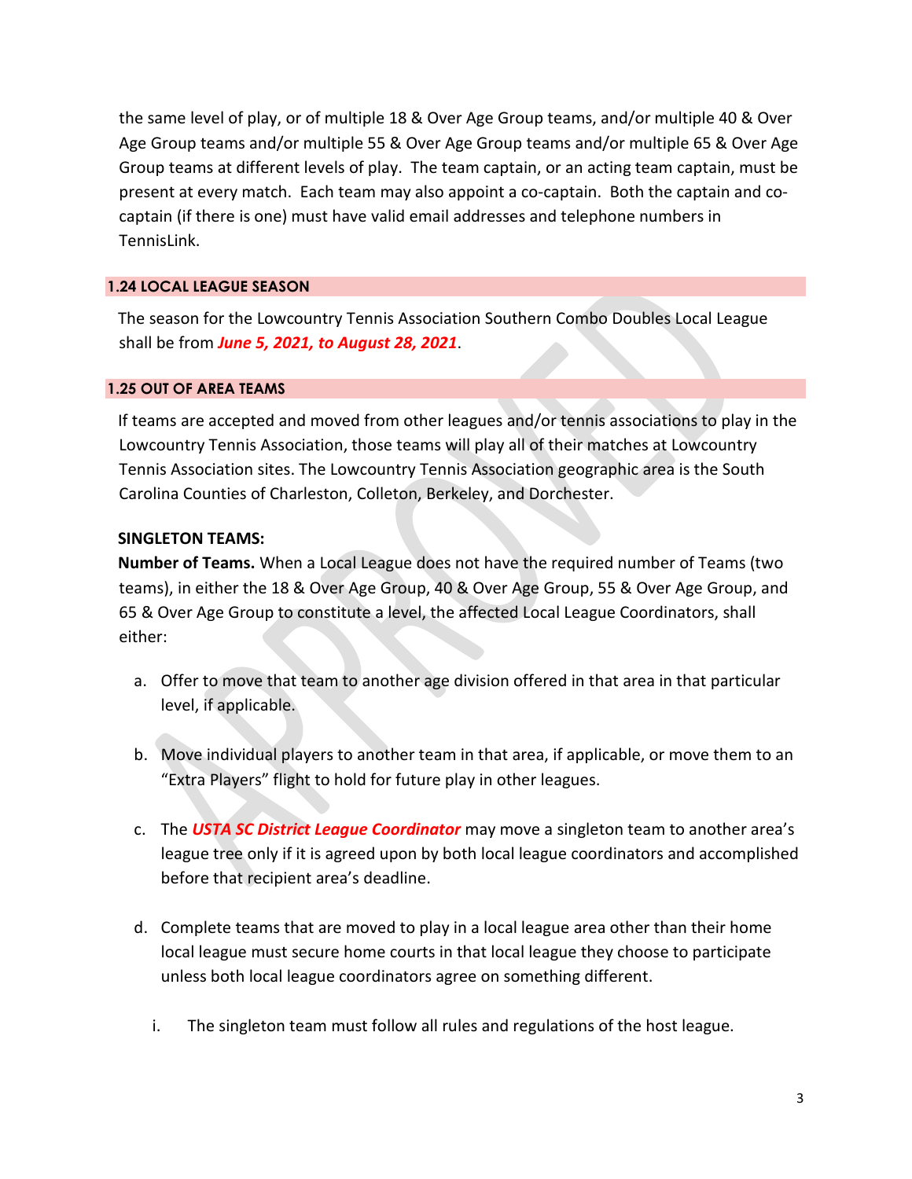the same level of play, or of multiple 18 & Over Age Group teams, and/or multiple 40 & Over Age Group teams and/or multiple 55 & Over Age Group teams and/or multiple 65 & Over Age Group teams at different levels of play. The team captain, or an acting team captain, must be present at every match. Each team may also appoint a co-captain. Both the captain and co-captain (if there is one) must have valid email addresses and telephone numbers in TennisLink.

### 1.24 LOCAL LEAGUE SEASON

The season for the Lowcountry Tennis Association Southern Combo Doubles Local League shall be from ***June 5, 2021, to August 28, 2021***.

### 1.25 OUT OF AREA TEAMS

If teams are accepted and moved from other leagues and/or tennis associations to play in the Lowcountry Tennis Association, those teams will play all of their matches at Lowcountry Tennis Association sites. The Lowcountry Tennis Association geographic area is the South Carolina Counties of Charleston, Colleton, Berkeley, and Dorchester.

**SINGLETON TEAMS:**

**Number of Teams.** When a Local League does not have the required number of Teams (two teams), in either the 18 & Over Age Group, 40 & Over Age Group, 55 & Over Age Group, and 65 & Over Age Group to constitute a level, the affected Local League Coordinators, shall either:

a. Offer to move that team to another age division offered in that area in that particular level, if applicable.

b. Move individual players to another team in that area, if applicable, or move them to an "Extra Players" flight to hold for future play in other leagues.

c. The ***USTA SC District League Coordinator*** may move a singleton team to another area's league tree only if it is agreed upon by both local league coordinators and accomplished before that recipient area's deadline.

d. Complete teams that are moved to play in a local league area other than their home local league must secure home courts in that local league they choose to participate unless both local league coordinators agree on something different.

   i. The singleton team must follow all rules and regulations of the host league.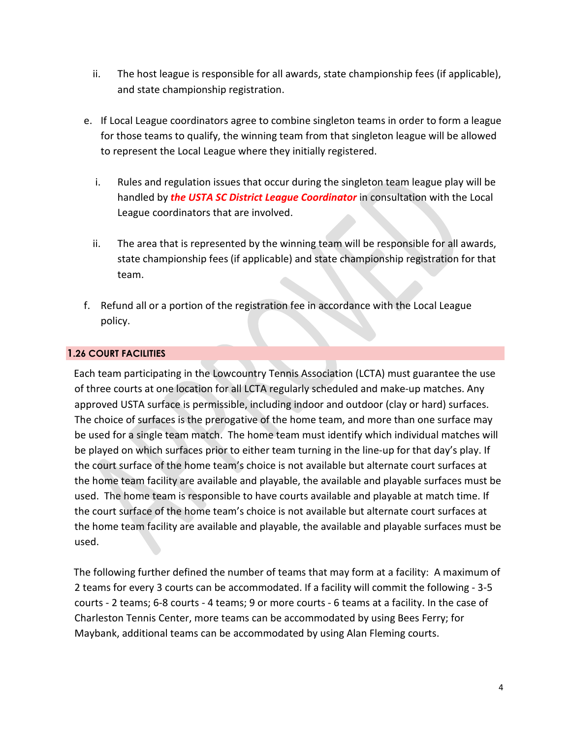ii. The host league is responsible for all awards, state championship fees (if applicable), and state championship registration.

e. If Local League coordinators agree to combine singleton teams in order to form a league for those teams to qualify, the winning team from that singleton league will be allowed to represent the Local League where they initially registered.

   i. Rules and regulation issues that occur during the singleton team league play will be handled by ***the USTA SC District League Coordinator*** in consultation with the Local League coordinators that are involved.

   ii. The area that is represented by the winning team will be responsible for all awards, state championship fees (if applicable) and state championship registration for that team.

f. Refund all or a portion of the registration fee in accordance with the Local League policy.

### 1.26 COURT FACILITIES

Each team participating in the Lowcountry Tennis Association (LCTA) must guarantee the use of three courts at one location for all LCTA regularly scheduled and make-up matches. Any approved USTA surface is permissible, including indoor and outdoor (clay or hard) surfaces. The choice of surfaces is the prerogative of the home team, and more than one surface may be used for a single team match. The home team must identify which individual matches will be played on which surfaces prior to either team turning in the line-up for that day's play. If the court surface of the home team's choice is not available but alternate court surfaces at the home team facility are available and playable, the available and playable surfaces must be used. The home team is responsible to have courts available and playable at match time. If the court surface of the home team's choice is not available but alternate court surfaces at the home team facility are available and playable, the available and playable surfaces must be used.

The following further defined the number of teams that may form at a facility: A maximum of 2 teams for every 3 courts can be accommodated. If a facility will commit the following - 3-5 courts - 2 teams; 6-8 courts - 4 teams; 9 or more courts - 6 teams at a facility. In the case of Charleston Tennis Center, more teams can be accommodated by using Bees Ferry; for Maybank, additional teams can be accommodated by using Alan Fleming courts.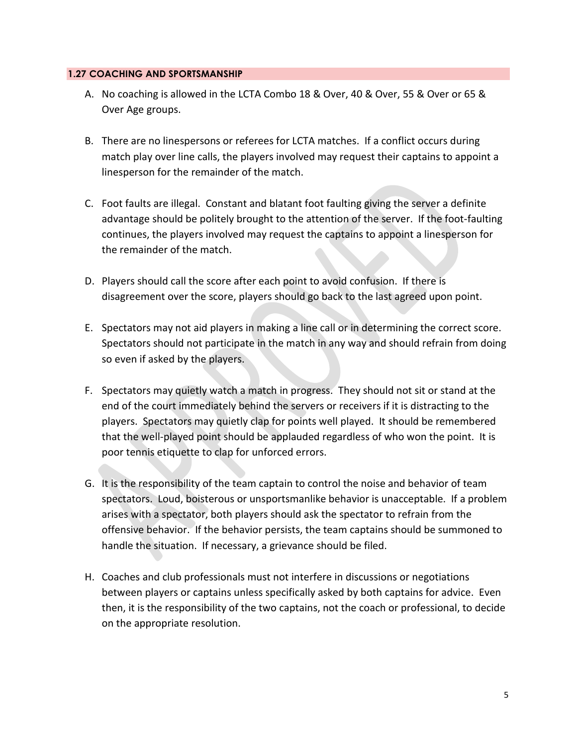### 1.27 COACHING AND SPORTSMANSHIP

A. No coaching is allowed in the LCTA Combo 18 & Over, 40 & Over, 55 & Over or 65 & Over Age groups.

B. There are no linespersons or referees for LCTA matches. If a conflict occurs during match play over line calls, the players involved may request their captains to appoint a linesperson for the remainder of the match.

C. Foot faults are illegal. Constant and blatant foot faulting giving the server a definite advantage should be politely brought to the attention of the server. If the foot-faulting continues, the players involved may request the captains to appoint a linesperson for the remainder of the match.

D. Players should call the score after each point to avoid confusion. If there is disagreement over the score, players should go back to the last agreed upon point.

E. Spectators may not aid players in making a line call or in determining the correct score. Spectators should not participate in the match in any way and should refrain from doing so even if asked by the players.

F. Spectators may quietly watch a match in progress. They should not sit or stand at the end of the court immediately behind the servers or receivers if it is distracting to the players. Spectators may quietly clap for points well played. It should be remembered that the well-played point should be applauded regardless of who won the point. It is poor tennis etiquette to clap for unforced errors.

G. It is the responsibility of the team captain to control the noise and behavior of team spectators. Loud, boisterous or unsportsmanlike behavior is unacceptable. If a problem arises with a spectator, both players should ask the spectator to refrain from the offensive behavior. If the behavior persists, the team captains should be summoned to handle the situation. If necessary, a grievance should be filed.

H. Coaches and club professionals must not interfere in discussions or negotiations between players or captains unless specifically asked by both captains for advice. Even then, it is the responsibility of the two captains, not the coach or professional, to decide on the appropriate resolution.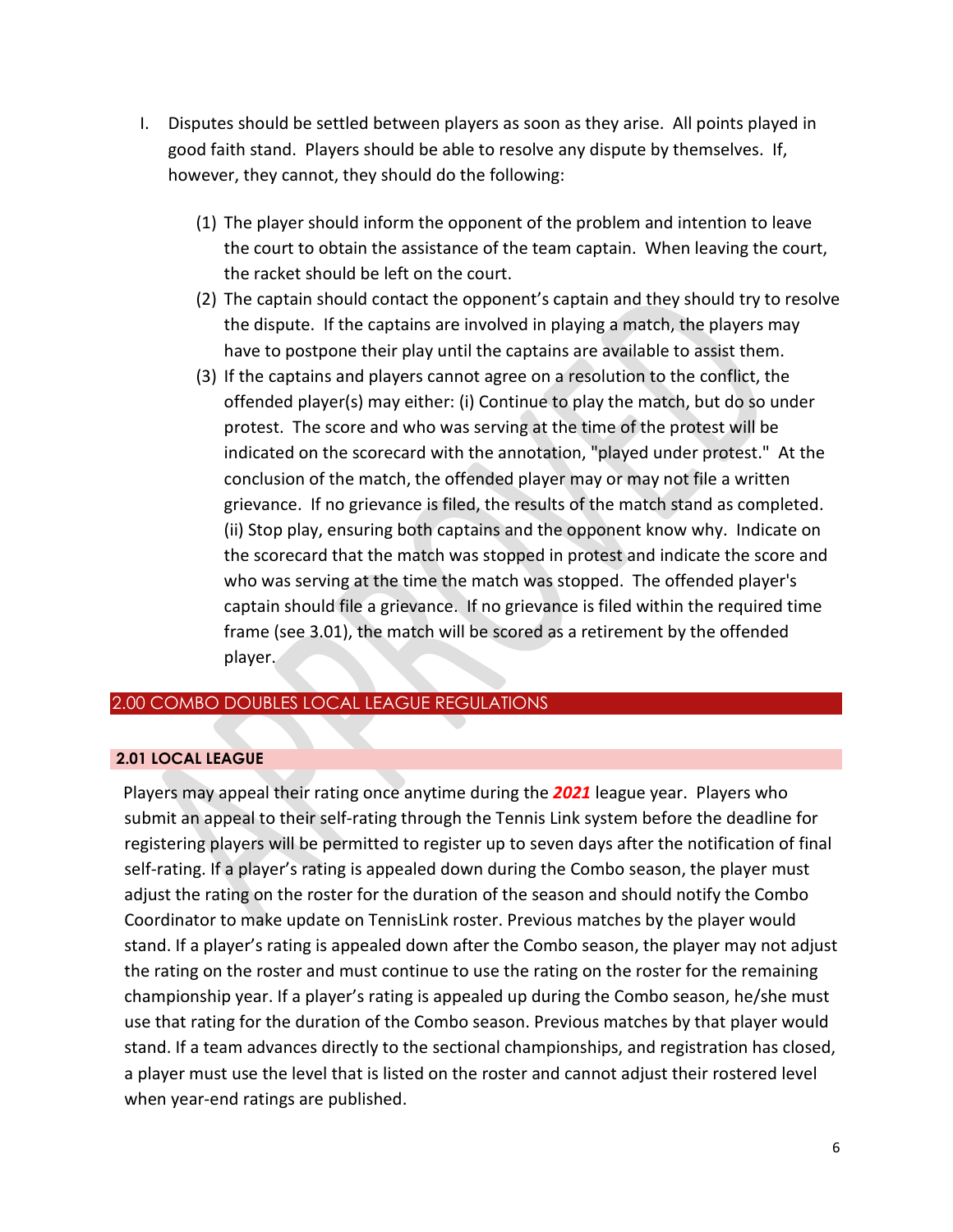I. Disputes should be settled between players as soon as they arise. All points played in good faith stand. Players should be able to resolve any dispute by themselves. If, however, they cannot, they should do the following:

   (1) The player should inform the opponent of the problem and intention to leave the court to obtain the assistance of the team captain. When leaving the court, the racket should be left on the court.
   (2) The captain should contact the opponent's captain and they should try to resolve the dispute. If the captains are involved in playing a match, the players may have to postpone their play until the captains are available to assist them.
   (3) If the captains and players cannot agree on a resolution to the conflict, the offended player(s) may either: (i) Continue to play the match, but do so under protest. The score and who was serving at the time of the protest will be indicated on the scorecard with the annotation, "played under protest." At the conclusion of the match, the offended player may or may not file a written grievance. If no grievance is filed, the results of the match stand as completed. (ii) Stop play, ensuring both captains and the opponent know why. Indicate on the scorecard that the match was stopped in protest and indicate the score and who was serving at the time the match was stopped. The offended player's captain should file a grievance. If no grievance is filed within the required time frame (see 3.01), the match will be scored as a retirement by the offended player.

## 2.00 COMBO DOUBLES LOCAL LEAGUE REGULATIONS

### 2.01 LOCAL LEAGUE

Players may appeal their rating once anytime during the ***2021*** league year. Players who submit an appeal to their self-rating through the Tennis Link system before the deadline for registering players will be permitted to register up to seven days after the notification of final self-rating. If a player's rating is appealed down during the Combo season, the player must adjust the rating on the roster for the duration of the season and should notify the Combo Coordinator to make update on TennisLink roster. Previous matches by the player would stand. If a player's rating is appealed down after the Combo season, the player may not adjust the rating on the roster and must continue to use the rating on the roster for the remaining championship year. If a player's rating is appealed up during the Combo season, he/she must use that rating for the duration of the Combo season. Previous matches by that player would stand. If a team advances directly to the sectional championships, and registration has closed, a player must use the level that is listed on the roster and cannot adjust their rostered level when year-end ratings are published.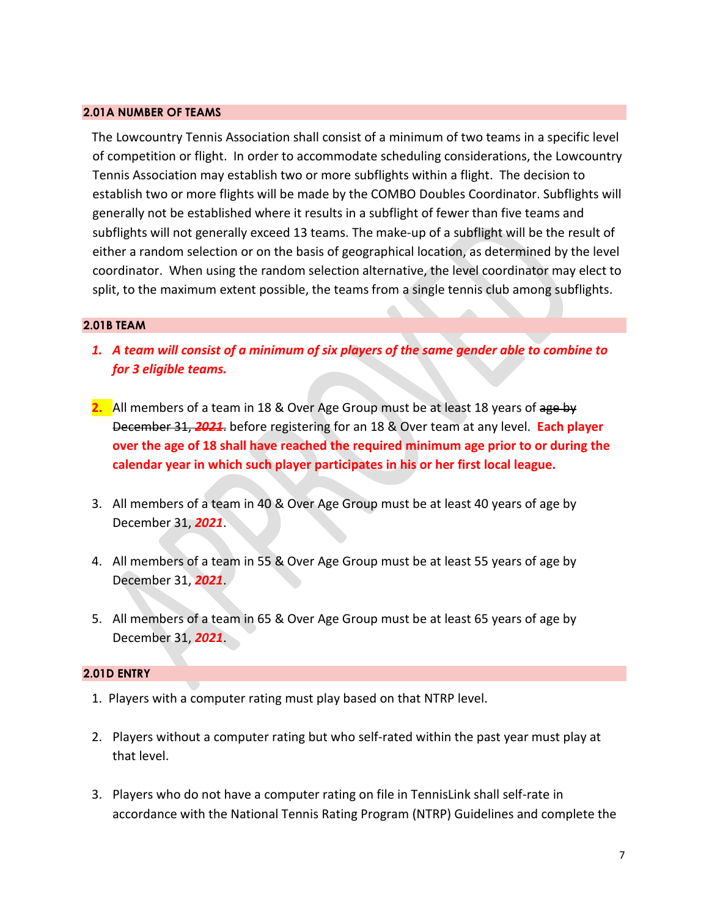## 2.01A NUMBER OF TEAMS

The Lowcountry Tennis Association shall consist of a minimum of two teams in a specific level of competition or flight. In order to accommodate scheduling considerations, the Lowcountry Tennis Association may establish two or more subflights within a flight. The decision to establish two or more flights will be made by the COMBO Doubles Coordinator. Subflights will generally not be established where it results in a subflight of fewer than five teams and subflights will not generally exceed 13 teams. The make-up of a subflight will be the result of either a random selection or on the basis of geographical location, as determined by the level coordinator. When using the random selection alternative, the level coordinator may elect to split, to the maximum extent possible, the teams from a single tennis club among subflights.

## 2.01B TEAM

1. ***A team will consist of a minimum of six players of the same gender able to combine to for 3 eligible teams.***

2. All members of a team in 18 & Over Age Group must be at least 18 years of ~~age by December 31, 2021~~. before registering for an 18 & Over team at any level. **Each player over the age of 18 shall have reached the required minimum age prior to or during the calendar year in which such player participates in his or her first local league.**

3. All members of a team in 40 & Over Age Group must be at least 40 years of age by December 31, ***2021***.

4. All members of a team in 55 & Over Age Group must be at least 55 years of age by December 31, ***2021***.

5. All members of a team in 65 & Over Age Group must be at least 65 years of age by December 31, ***2021***.

## 2.01D ENTRY

1. Players with a computer rating must play based on that NTRP level.

2. Players without a computer rating but who self-rated within the past year must play at that level.

3. Players who do not have a computer rating on file in TennisLink shall self-rate in accordance with the National Tennis Rating Program (NTRP) Guidelines and complete the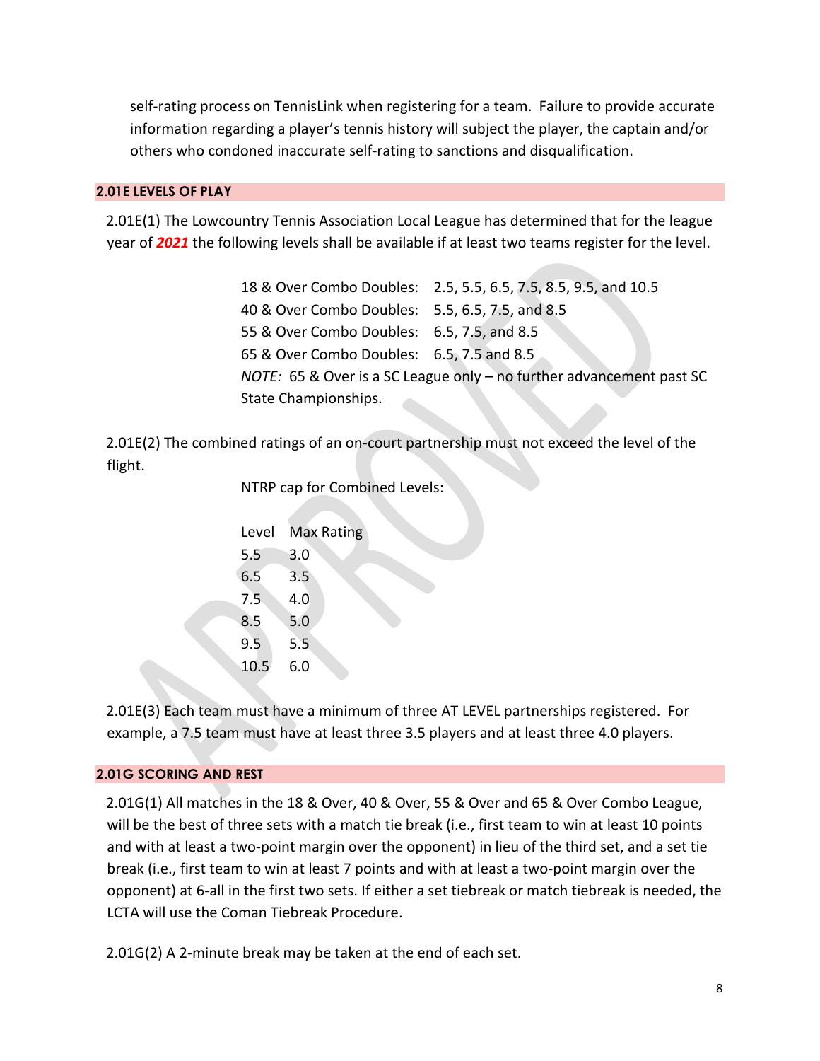self-rating process on TennisLink when registering for a team. Failure to provide accurate information regarding a player's tennis history will subject the player, the captain and/or others who condoned inaccurate self-rating to sanctions and disqualification.

### 2.01E LEVELS OF PLAY

2.01E(1) The Lowcountry Tennis Association Local League has determined that for the league year of ***2021*** the following levels shall be available if at least two teams register for the level.

| | |
|---|---|
| 18 & Over Combo Doubles: | 2.5, 5.5, 6.5, 7.5, 8.5, 9.5, and 10.5 |
| 40 & Over Combo Doubles: | 5.5, 6.5, 7.5, and 8.5 |
| 55 & Over Combo Doubles: | 6.5, 7.5, and 8.5 |
| 65 & Over Combo Doubles: | 6.5, 7.5 and 8.5 |

*NOTE:* 65 & Over is a SC League only – no further advancement past SC State Championships.

2.01E(2) The combined ratings of an on-court partnership must not exceed the level of the flight.

NTRP cap for Combined Levels:

| Level | Max Rating |
|---|---|
| 5.5 | 3.0 |
| 6.5 | 3.5 |
| 7.5 | 4.0 |
| 8.5 | 5.0 |
| 9.5 | 5.5 |
| 10.5 | 6.0 |

2.01E(3) Each team must have a minimum of three AT LEVEL partnerships registered. For example, a 7.5 team must have at least three 3.5 players and at least three 4.0 players.

### 2.01G SCORING AND REST

2.01G(1) All matches in the 18 & Over, 40 & Over, 55 & Over and 65 & Over Combo League, will be the best of three sets with a match tie break (i.e., first team to win at least 10 points and with at least a two-point margin over the opponent) in lieu of the third set, and a set tie break (i.e., first team to win at least 7 points and with at least a two-point margin over the opponent) at 6-all in the first two sets. If either a set tiebreak or match tiebreak is needed, the LCTA will use the Coman Tiebreak Procedure.

2.01G(2) A 2-minute break may be taken at the end of each set.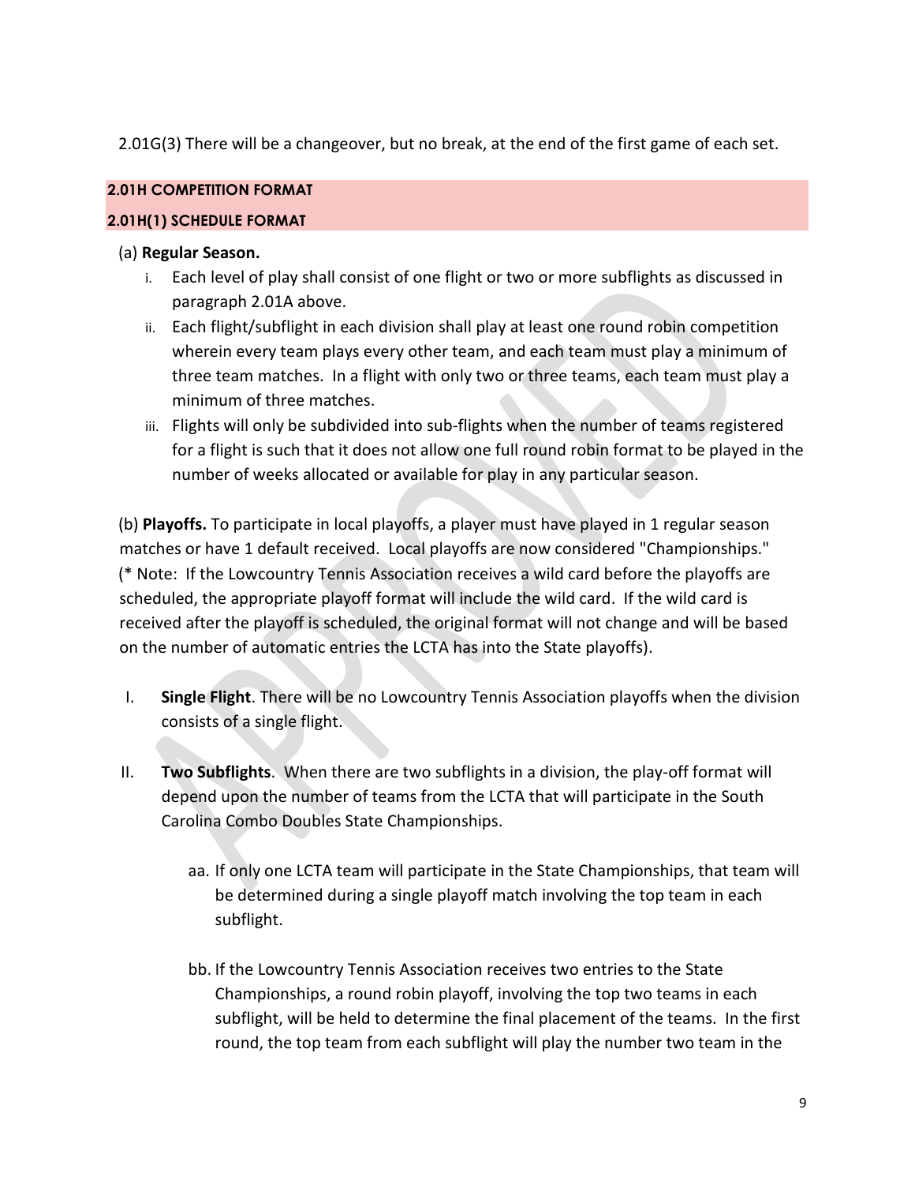2.01G(3) There will be a changeover, but no break, at the end of the first game of each set.

**2.01H COMPETITION FORMAT**

**2.01H(1) SCHEDULE FORMAT**

(a) **Regular Season.**

i. Each level of play shall consist of one flight or two or more subflights as discussed in paragraph 2.01A above.

ii. Each flight/subflight in each division shall play at least one round robin competition wherein every team plays every other team, and each team must play a minimum of three team matches. In a flight with only two or three teams, each team must play a minimum of three matches.

iii. Flights will only be subdivided into sub-flights when the number of teams registered for a flight is such that it does not allow one full round robin format to be played in the number of weeks allocated or available for play in any particular season.

(b) **Playoffs.** To participate in local playoffs, a player must have played in 1 regular season matches or have 1 default received. Local playoffs are now considered "Championships." (* Note: If the Lowcountry Tennis Association receives a wild card before the playoffs are scheduled, the appropriate playoff format will include the wild card. If the wild card is received after the playoff is scheduled, the original format will not change and will be based on the number of automatic entries the LCTA has into the State playoffs).

I. **Single Flight**. There will be no Lowcountry Tennis Association playoffs when the division consists of a single flight.

II. **Two Subflights**. When there are two subflights in a division, the play-off format will depend upon the number of teams from the LCTA that will participate in the South Carolina Combo Doubles State Championships.

aa. If only one LCTA team will participate in the State Championships, that team will be determined during a single playoff match involving the top team in each subflight.

bb. If the Lowcountry Tennis Association receives two entries to the State Championships, a round robin playoff, involving the top two teams in each subflight, will be held to determine the final placement of the teams. In the first round, the top team from each subflight will play the number two team in the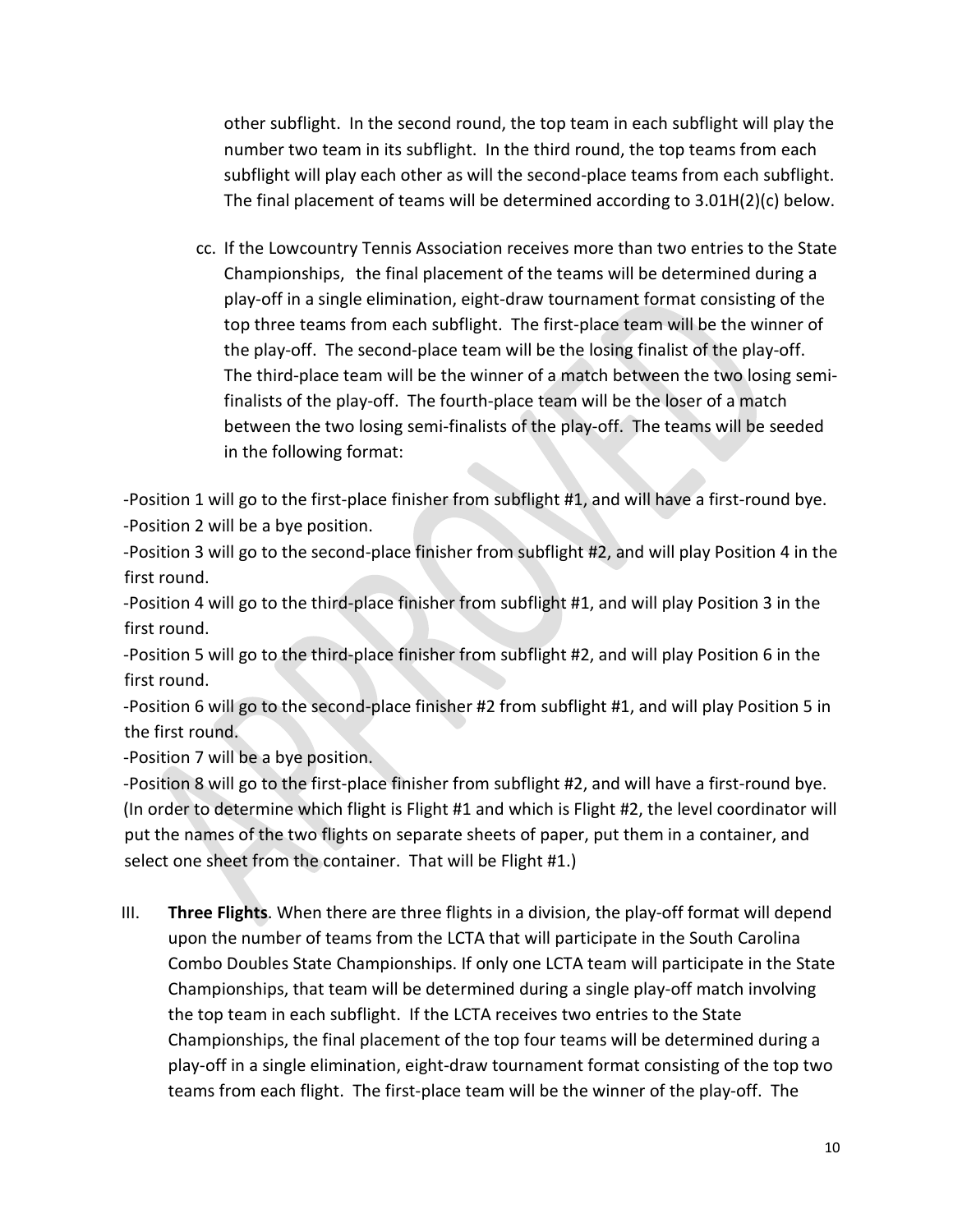other subflight. In the second round, the top team in each subflight will play the number two team in its subflight. In the third round, the top teams from each subflight will play each other as will the second-place teams from each subflight. The final placement of teams will be determined according to 3.01H(2)(c) below.

cc. If the Lowcountry Tennis Association receives more than two entries to the State Championships, the final placement of the teams will be determined during a play-off in a single elimination, eight-draw tournament format consisting of the top three teams from each subflight. The first-place team will be the winner of the play-off. The second-place team will be the losing finalist of the play-off. The third-place team will be the winner of a match between the two losing semi-finalists of the play-off. The fourth-place team will be the loser of a match between the two losing semi-finalists of the play-off. The teams will be seeded in the following format:

-Position 1 will go to the first-place finisher from subflight #1, and will have a first-round bye.
-Position 2 will be a bye position.
-Position 3 will go to the second-place finisher from subflight #2, and will play Position 4 in the first round.
-Position 4 will go to the third-place finisher from subflight #1, and will play Position 3 in the first round.
-Position 5 will go to the third-place finisher from subflight #2, and will play Position 6 in the first round.
-Position 6 will go to the second-place finisher #2 from subflight #1, and will play Position 5 in the first round.
-Position 7 will be a bye position.
-Position 8 will go to the first-place finisher from subflight #2, and will have a first-round bye.
(In order to determine which flight is Flight #1 and which is Flight #2, the level coordinator will put the names of the two flights on separate sheets of paper, put them in a container, and select one sheet from the container. That will be Flight #1.)

III. **Three Flights**. When there are three flights in a division, the play-off format will depend upon the number of teams from the LCTA that will participate in the South Carolina Combo Doubles State Championships. If only one LCTA team will participate in the State Championships, that team will be determined during a single play-off match involving the top team in each subflight. If the LCTA receives two entries to the State Championships, the final placement of the top four teams will be determined during a play-off in a single elimination, eight-draw tournament format consisting of the top two teams from each flight. The first-place team will be the winner of the play-off. The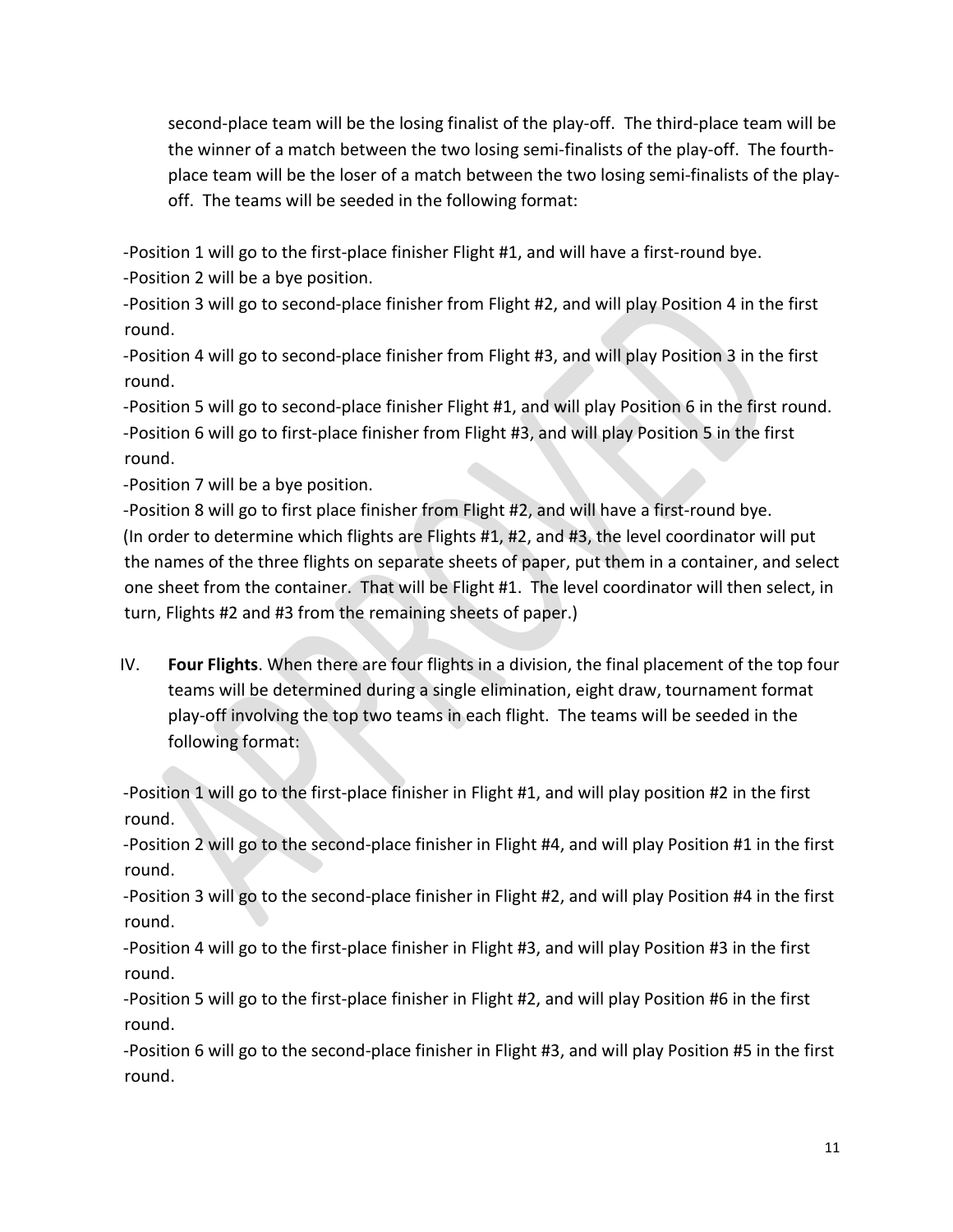second-place team will be the losing finalist of the play-off. The third-place team will be the winner of a match between the two losing semi-finalists of the play-off. The fourth-place team will be the loser of a match between the two losing semi-finalists of the play-off. The teams will be seeded in the following format:

-Position 1 will go to the first-place finisher Flight #1, and will have a first-round bye.
-Position 2 will be a bye position.
-Position 3 will go to second-place finisher from Flight #2, and will play Position 4 in the first round.
-Position 4 will go to second-place finisher from Flight #3, and will play Position 3 in the first round.
-Position 5 will go to second-place finisher Flight #1, and will play Position 6 in the first round.
-Position 6 will go to first-place finisher from Flight #3, and will play Position 5 in the first round.
-Position 7 will be a bye position.
-Position 8 will go to first place finisher from Flight #2, and will have a first-round bye.
(In order to determine which flights are Flights #1, #2, and #3, the level coordinator will put the names of the three flights on separate sheets of paper, put them in a container, and select one sheet from the container. That will be Flight #1. The level coordinator will then select, in turn, Flights #2 and #3 from the remaining sheets of paper.)

IV. **Four Flights**. When there are four flights in a division, the final placement of the top four teams will be determined during a single elimination, eight draw, tournament format play-off involving the top two teams in each flight. The teams will be seeded in the following format:

-Position 1 will go to the first-place finisher in Flight #1, and will play position #2 in the first round.
-Position 2 will go to the second-place finisher in Flight #4, and will play Position #1 in the first round.
-Position 3 will go to the second-place finisher in Flight #2, and will play Position #4 in the first round.
-Position 4 will go to the first-place finisher in Flight #3, and will play Position #3 in the first round.
-Position 5 will go to the first-place finisher in Flight #2, and will play Position #6 in the first round.
-Position 6 will go to the second-place finisher in Flight #3, and will play Position #5 in the first round.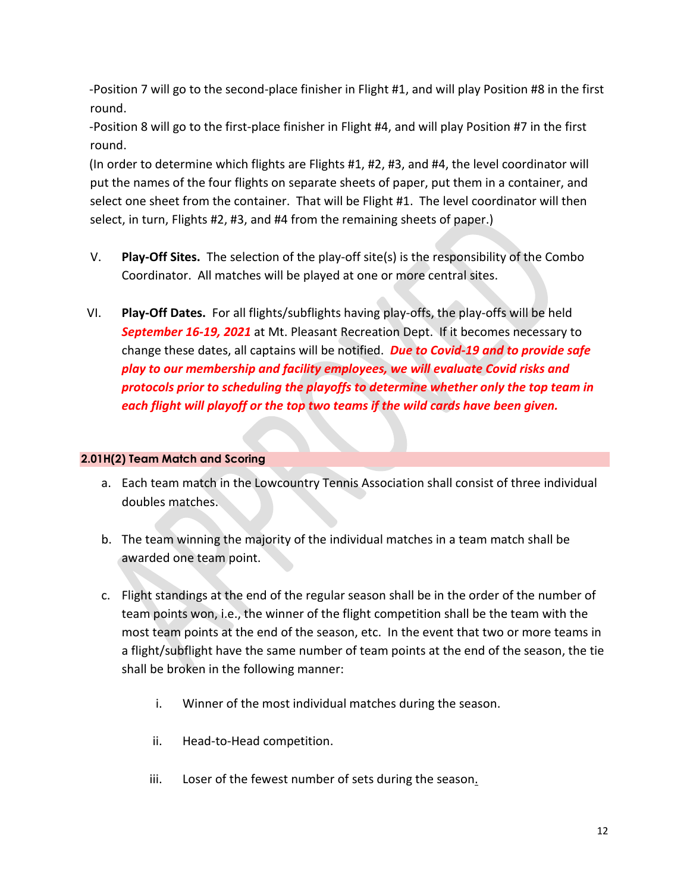-Position 7 will go to the second-place finisher in Flight #1, and will play Position #8 in the first round.

-Position 8 will go to the first-place finisher in Flight #4, and will play Position #7 in the first round.

(In order to determine which flights are Flights #1, #2, #3, and #4, the level coordinator will put the names of the four flights on separate sheets of paper, put them in a container, and select one sheet from the container. That will be Flight #1. The level coordinator will then select, in turn, Flights #2, #3, and #4 from the remaining sheets of paper.)

V. **Play-Off Sites.** The selection of the play-off site(s) is the responsibility of the Combo Coordinator. All matches will be played at one or more central sites.

VI. **Play-Off Dates.** For all flights/subflights having play-offs, the play-offs will be held ***September 16-19, 2021*** at Mt. Pleasant Recreation Dept. If it becomes necessary to change these dates, all captains will be notified. ***Due to Covid-19 and to provide safe play to our membership and facility employees, we will evaluate Covid risks and protocols prior to scheduling the playoffs to determine whether only the top team in each flight will playoff or the top two teams if the wild cards have been given.***

## 2.01H(2) Team Match and Scoring

a. Each team match in the Lowcountry Tennis Association shall consist of three individual doubles matches.

b. The team winning the majority of the individual matches in a team match shall be awarded one team point.

c. Flight standings at the end of the regular season shall be in the order of the number of team points won, i.e., the winner of the flight competition shall be the team with the most team points at the end of the season, etc. In the event that two or more teams in a flight/subflight have the same number of team points at the end of the season, the tie shall be broken in the following manner:

   i. Winner of the most individual matches during the season.

   ii. Head-to-Head competition.

   iii. Loser of the fewest number of sets during the season.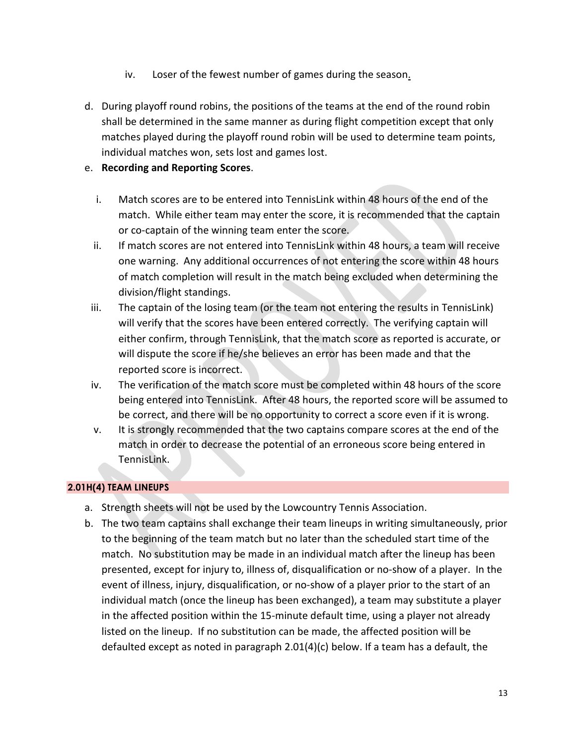iv. Loser of the fewest number of games during the season.

d. During playoff round robins, the positions of the teams at the end of the round robin shall be determined in the same manner as during flight competition except that only matches played during the playoff round robin will be used to determine team points, individual matches won, sets lost and games lost.

e. **Recording and Reporting Scores**.

   i. Match scores are to be entered into TennisLink within 48 hours of the end of the match. While either team may enter the score, it is recommended that the captain or co-captain of the winning team enter the score.

   ii. If match scores are not entered into TennisLink within 48 hours, a team will receive one warning. Any additional occurrences of not entering the score within 48 hours of match completion will result in the match being excluded when determining the division/flight standings.

   iii. The captain of the losing team (or the team not entering the results in TennisLink) will verify that the scores have been entered correctly. The verifying captain will either confirm, through TennisLink, that the match score as reported is accurate, or will dispute the score if he/she believes an error has been made and that the reported score is incorrect.

   iv. The verification of the match score must be completed within 48 hours of the score being entered into TennisLink. After 48 hours, the reported score will be assumed to be correct, and there will be no opportunity to correct a score even if it is wrong.

   v. It is strongly recommended that the two captains compare scores at the end of the match in order to decrease the potential of an erroneous score being entered in TennisLink.

### 2.01H(4) TEAM LINEUPS

a. Strength sheets will not be used by the Lowcountry Tennis Association.

b. The two team captains shall exchange their team lineups in writing simultaneously, prior to the beginning of the team match but no later than the scheduled start time of the match. No substitution may be made in an individual match after the lineup has been presented, except for injury to, illness of, disqualification or no-show of a player. In the event of illness, injury, disqualification, or no-show of a player prior to the start of an individual match (once the lineup has been exchanged), a team may substitute a player in the affected position within the 15-minute default time, using a player not already listed on the lineup. If no substitution can be made, the affected position will be defaulted except as noted in paragraph 2.01(4)(c) below. If a team has a default, the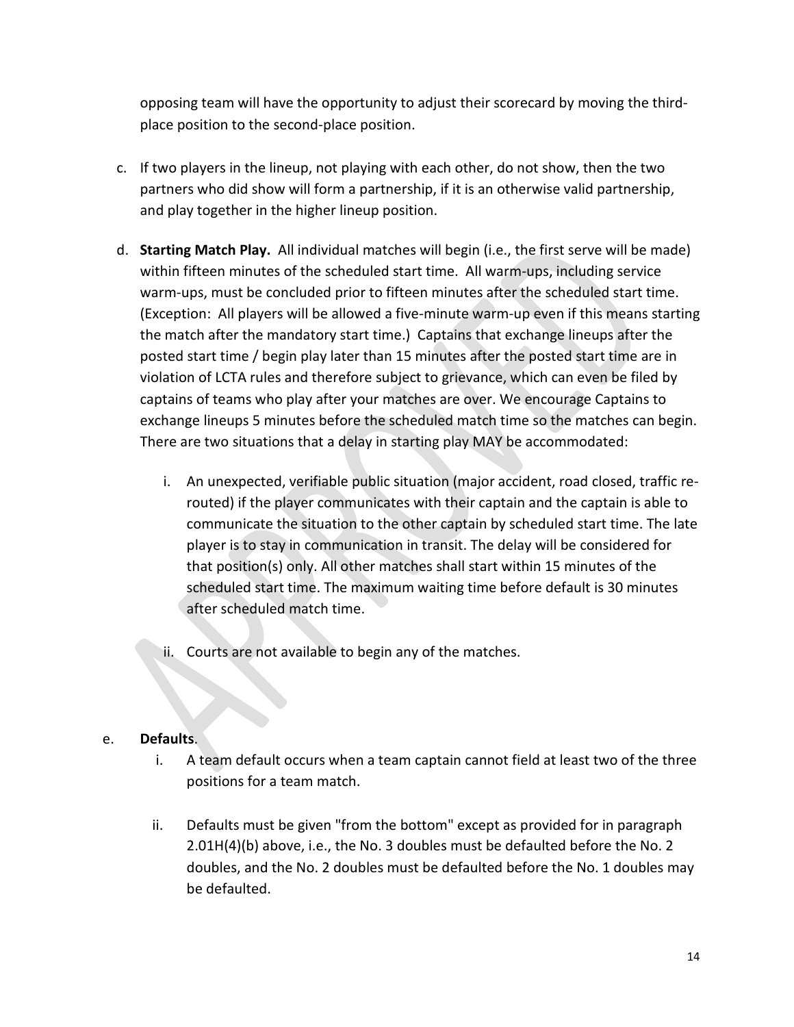opposing team will have the opportunity to adjust their scorecard by moving the third-place position to the second-place position.

c. If two players in the lineup, not playing with each other, do not show, then the two partners who did show will form a partnership, if it is an otherwise valid partnership, and play together in the higher lineup position.

d. **Starting Match Play.** All individual matches will begin (i.e., the first serve will be made) within fifteen minutes of the scheduled start time. All warm-ups, including service warm-ups, must be concluded prior to fifteen minutes after the scheduled start time. (Exception: All players will be allowed a five-minute warm-up even if this means starting the match after the mandatory start time.) Captains that exchange lineups after the posted start time / begin play later than 15 minutes after the posted start time are in violation of LCTA rules and therefore subject to grievance, which can even be filed by captains of teams who play after your matches are over. We encourage Captains to exchange lineups 5 minutes before the scheduled match time so the matches can begin. There are two situations that a delay in starting play MAY be accommodated:

   i. An unexpected, verifiable public situation (major accident, road closed, traffic re-routed) if the player communicates with their captain and the captain is able to communicate the situation to the other captain by scheduled start time. The late player is to stay in communication in transit. The delay will be considered for that position(s) only. All other matches shall start within 15 minutes of the scheduled start time. The maximum waiting time before default is 30 minutes after scheduled match time.

   ii. Courts are not available to begin any of the matches.

e. **Defaults**.

   i. A team default occurs when a team captain cannot field at least two of the three positions for a team match.

   ii. Defaults must be given "from the bottom" except as provided for in paragraph 2.01H(4)(b) above, i.e., the No. 3 doubles must be defaulted before the No. 2 doubles, and the No. 2 doubles must be defaulted before the No. 1 doubles may be defaulted.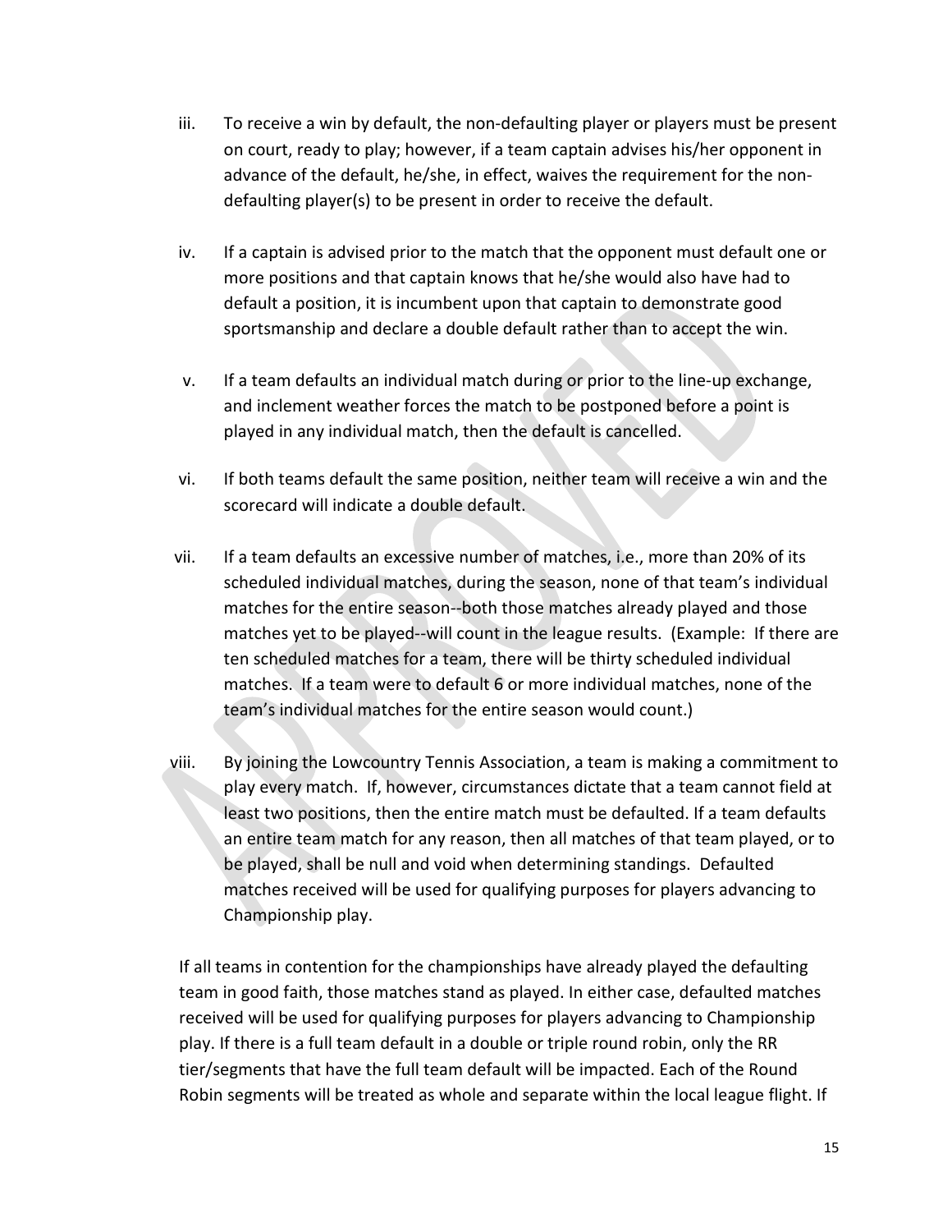iii. To receive a win by default, the non-defaulting player or players must be present on court, ready to play; however, if a team captain advises his/her opponent in advance of the default, he/she, in effect, waives the requirement for the non-defaulting player(s) to be present in order to receive the default.

iv. If a captain is advised prior to the match that the opponent must default one or more positions and that captain knows that he/she would also have had to default a position, it is incumbent upon that captain to demonstrate good sportsmanship and declare a double default rather than to accept the win.

v. If a team defaults an individual match during or prior to the line-up exchange, and inclement weather forces the match to be postponed before a point is played in any individual match, then the default is cancelled.

vi. If both teams default the same position, neither team will receive a win and the scorecard will indicate a double default.

vii. If a team defaults an excessive number of matches, i.e., more than 20% of its scheduled individual matches, during the season, none of that team's individual matches for the entire season--both those matches already played and those matches yet to be played--will count in the league results. (Example: If there are ten scheduled matches for a team, there will be thirty scheduled individual matches. If a team were to default 6 or more individual matches, none of the team's individual matches for the entire season would count.)

viii. By joining the Lowcountry Tennis Association, a team is making a commitment to play every match. If, however, circumstances dictate that a team cannot field at least two positions, then the entire match must be defaulted. If a team defaults an entire team match for any reason, then all matches of that team played, or to be played, shall be null and void when determining standings. Defaulted matches received will be used for qualifying purposes for players advancing to Championship play.

If all teams in contention for the championships have already played the defaulting team in good faith, those matches stand as played. In either case, defaulted matches received will be used for qualifying purposes for players advancing to Championship play. If there is a full team default in a double or triple round robin, only the RR tier/segments that have the full team default will be impacted. Each of the Round Robin segments will be treated as whole and separate within the local league flight. If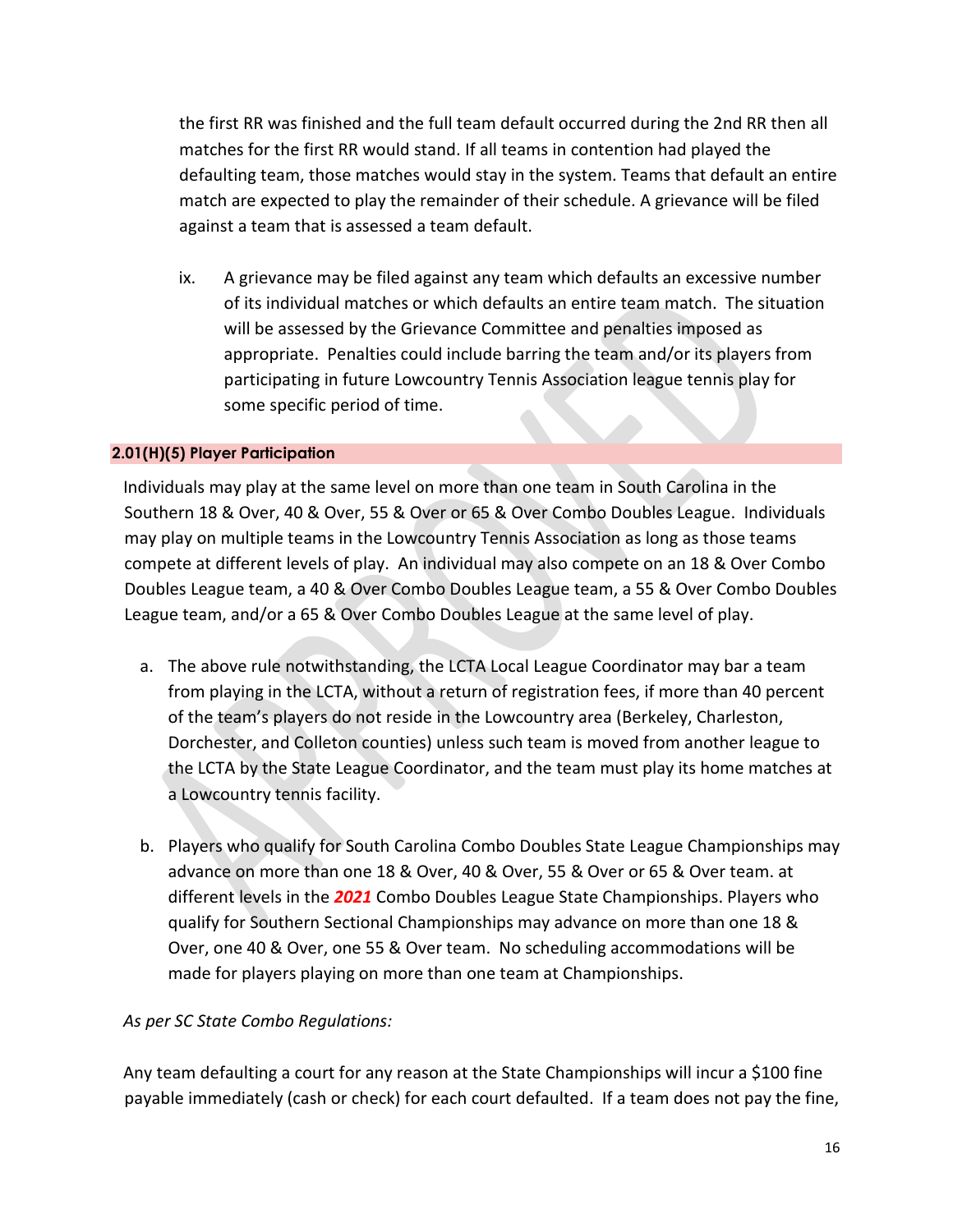the first RR was finished and the full team default occurred during the 2nd RR then all matches for the first RR would stand. If all teams in contention had played the defaulting team, those matches would stay in the system. Teams that default an entire match are expected to play the remainder of their schedule. A grievance will be filed against a team that is assessed a team default.

ix. A grievance may be filed against any team which defaults an excessive number of its individual matches or which defaults an entire team match. The situation will be assessed by the Grievance Committee and penalties imposed as appropriate. Penalties could include barring the team and/or its players from participating in future Lowcountry Tennis Association league tennis play for some specific period of time.

### 2.01(H)(5) Player Participation

Individuals may play at the same level on more than one team in South Carolina in the Southern 18 & Over, 40 & Over, 55 & Over or 65 & Over Combo Doubles League. Individuals may play on multiple teams in the Lowcountry Tennis Association as long as those teams compete at different levels of play. An individual may also compete on an 18 & Over Combo Doubles League team, a 40 & Over Combo Doubles League team, a 55 & Over Combo Doubles League team, and/or a 65 & Over Combo Doubles League at the same level of play.

a. The above rule notwithstanding, the LCTA Local League Coordinator may bar a team from playing in the LCTA, without a return of registration fees, if more than 40 percent of the team's players do not reside in the Lowcountry area (Berkeley, Charleston, Dorchester, and Colleton counties) unless such team is moved from another league to the LCTA by the State League Coordinator, and the team must play its home matches at a Lowcountry tennis facility.

b. Players who qualify for South Carolina Combo Doubles State League Championships may advance on more than one 18 & Over, 40 & Over, 55 & Over or 65 & Over team. at different levels in the ***2021*** Combo Doubles League State Championships. Players who qualify for Southern Sectional Championships may advance on more than one 18 & Over, one 40 & Over, one 55 & Over team. No scheduling accommodations will be made for players playing on more than one team at Championships.

*As per SC State Combo Regulations:*

Any team defaulting a court for any reason at the State Championships will incur a $100 fine payable immediately (cash or check) for each court defaulted. If a team does not pay the fine,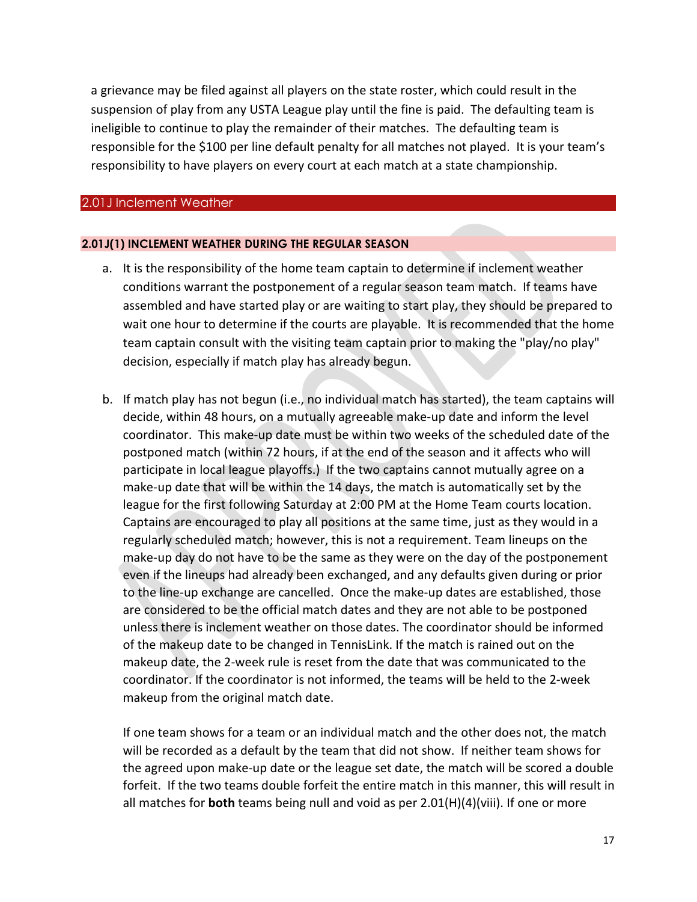a grievance may be filed against all players on the state roster, which could result in the suspension of play from any USTA League play until the fine is paid. The defaulting team is ineligible to continue to play the remainder of their matches. The defaulting team is responsible for the $100 per line default penalty for all matches not played. It is your team's responsibility to have players on every court at each match at a state championship.

## 2.01J Inclement Weather

### 2.01J(1) INCLEMENT WEATHER DURING THE REGULAR SEASON

a. It is the responsibility of the home team captain to determine if inclement weather conditions warrant the postponement of a regular season team match. If teams have assembled and have started play or are waiting to start play, they should be prepared to wait one hour to determine if the courts are playable. It is recommended that the home team captain consult with the visiting team captain prior to making the "play/no play" decision, especially if match play has already begun.

b. If match play has not begun (i.e., no individual match has started), the team captains will decide, within 48 hours, on a mutually agreeable make-up date and inform the level coordinator. This make-up date must be within two weeks of the scheduled date of the postponed match (within 72 hours, if at the end of the season and it affects who will participate in local league playoffs.) If the two captains cannot mutually agree on a make-up date that will be within the 14 days, the match is automatically set by the league for the first following Saturday at 2:00 PM at the Home Team courts location. Captains are encouraged to play all positions at the same time, just as they would in a regularly scheduled match; however, this is not a requirement. Team lineups on the make-up day do not have to be the same as they were on the day of the postponement even if the lineups had already been exchanged, and any defaults given during or prior to the line-up exchange are cancelled. Once the make-up dates are established, those are considered to be the official match dates and they are not able to be postponed unless there is inclement weather on those dates. The coordinator should be informed of the makeup date to be changed in TennisLink. If the match is rained out on the makeup date, the 2-week rule is reset from the date that was communicated to the coordinator. If the coordinator is not informed, the teams will be held to the 2-week makeup from the original match date.

   If one team shows for a team or an individual match and the other does not, the match will be recorded as a default by the team that did not show. If neither team shows for the agreed upon make-up date or the league set date, the match will be scored a double forfeit. If the two teams double forfeit the entire match in this manner, this will result in all matches for **both** teams being null and void as per 2.01(H)(4)(viii). If one or more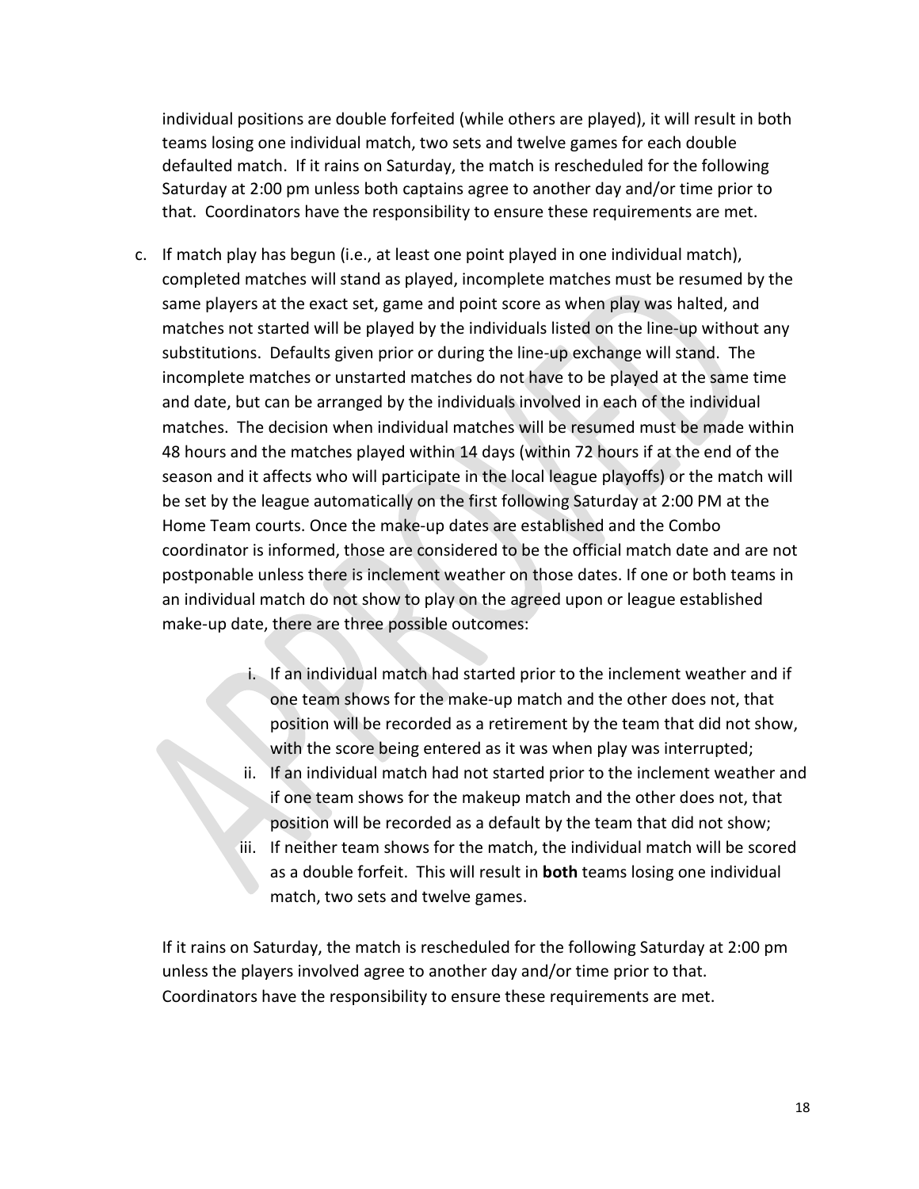individual positions are double forfeited (while others are played), it will result in both teams losing one individual match, two sets and twelve games for each double defaulted match. If it rains on Saturday, the match is rescheduled for the following Saturday at 2:00 pm unless both captains agree to another day and/or time prior to that. Coordinators have the responsibility to ensure these requirements are met.

c. If match play has begun (i.e., at least one point played in one individual match), completed matches will stand as played, incomplete matches must be resumed by the same players at the exact set, game and point score as when play was halted, and matches not started will be played by the individuals listed on the line-up without any substitutions. Defaults given prior or during the line-up exchange will stand. The incomplete matches or unstarted matches do not have to be played at the same time and date, but can be arranged by the individuals involved in each of the individual matches. The decision when individual matches will be resumed must be made within 48 hours and the matches played within 14 days (within 72 hours if at the end of the season and it affects who will participate in the local league playoffs) or the match will be set by the league automatically on the first following Saturday at 2:00 PM at the Home Team courts. Once the make-up dates are established and the Combo coordinator is informed, those are considered to be the official match date and are not postponable unless there is inclement weather on those dates. If one or both teams in an individual match do not show to play on the agreed upon or league established make-up date, there are three possible outcomes:

   i. If an individual match had started prior to the inclement weather and if one team shows for the make-up match and the other does not, that position will be recorded as a retirement by the team that did not show, with the score being entered as it was when play was interrupted;
   ii. If an individual match had not started prior to the inclement weather and if one team shows for the makeup match and the other does not, that position will be recorded as a default by the team that did not show;
   iii. If neither team shows for the match, the individual match will be scored as a double forfeit. This will result in **both** teams losing one individual match, two sets and twelve games.

If it rains on Saturday, the match is rescheduled for the following Saturday at 2:00 pm unless the players involved agree to another day and/or time prior to that. Coordinators have the responsibility to ensure these requirements are met.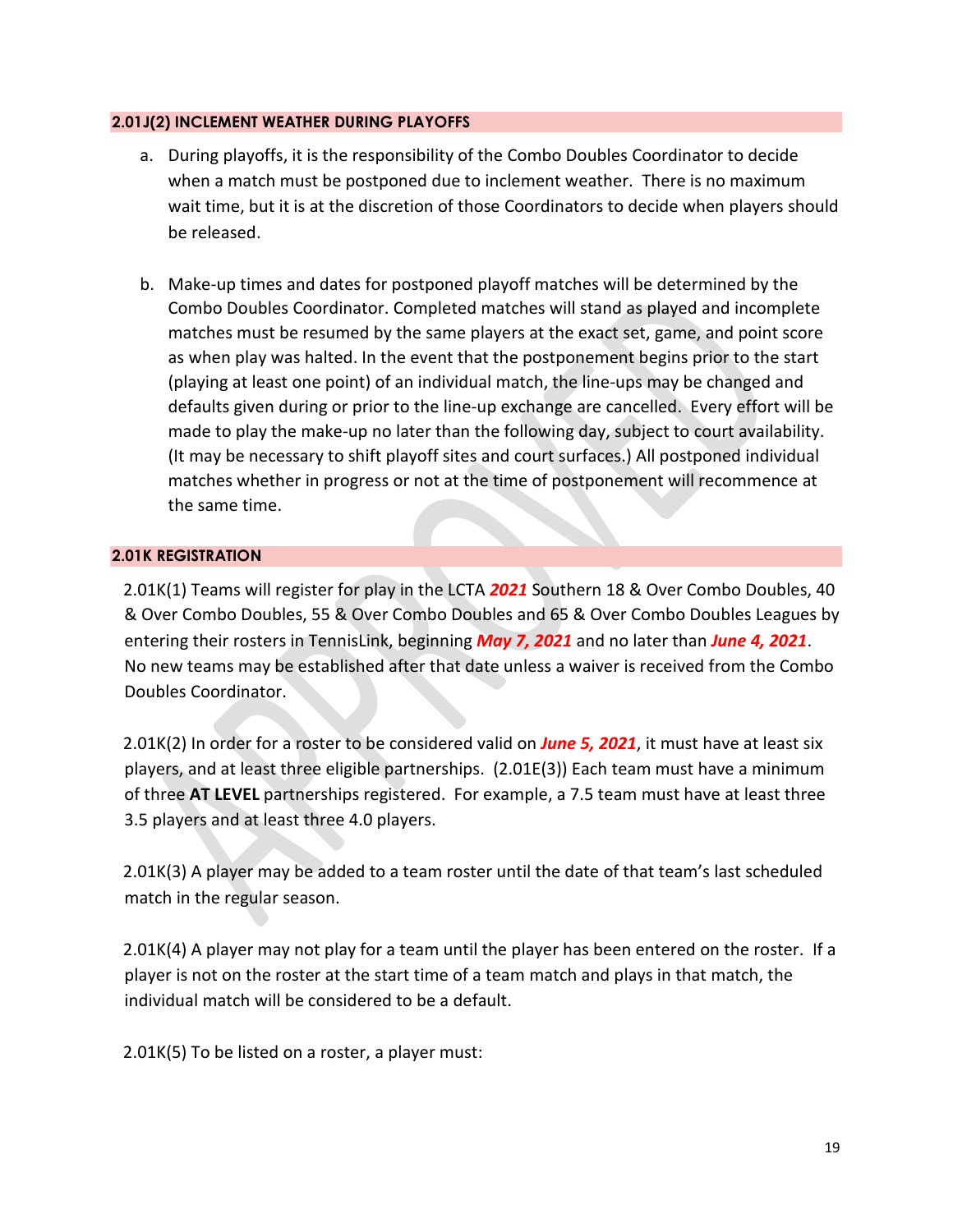### 2.01J(2) INCLEMENT WEATHER DURING PLAYOFFS

a. During playoffs, it is the responsibility of the Combo Doubles Coordinator to decide when a match must be postponed due to inclement weather. There is no maximum wait time, but it is at the discretion of those Coordinators to decide when players should be released.

b. Make-up times and dates for postponed playoff matches will be determined by the Combo Doubles Coordinator. Completed matches will stand as played and incomplete matches must be resumed by the same players at the exact set, game, and point score as when play was halted. In the event that the postponement begins prior to the start (playing at least one point) of an individual match, the line-ups may be changed and defaults given during or prior to the line-up exchange are cancelled. Every effort will be made to play the make-up no later than the following day, subject to court availability. (It may be necessary to shift playoff sites and court surfaces.) All postponed individual matches whether in progress or not at the time of postponement will recommence at the same time.

### 2.01K REGISTRATION

2.01K(1) Teams will register for play in the LCTA ***2021*** Southern 18 & Over Combo Doubles, 40 & Over Combo Doubles, 55 & Over Combo Doubles and 65 & Over Combo Doubles Leagues by entering their rosters in TennisLink, beginning ***May 7, 2021*** and no later than ***June 4, 2021***. No new teams may be established after that date unless a waiver is received from the Combo Doubles Coordinator.

2.01K(2) In order for a roster to be considered valid on ***June 5, 2021***, it must have at least six players, and at least three eligible partnerships. (2.01E(3)) Each team must have a minimum of three **AT LEVEL** partnerships registered. For example, a 7.5 team must have at least three 3.5 players and at least three 4.0 players.

2.01K(3) A player may be added to a team roster until the date of that team's last scheduled match in the regular season.

2.01K(4) A player may not play for a team until the player has been entered on the roster. If a player is not on the roster at the start time of a team match and plays in that match, the individual match will be considered to be a default.

2.01K(5) To be listed on a roster, a player must: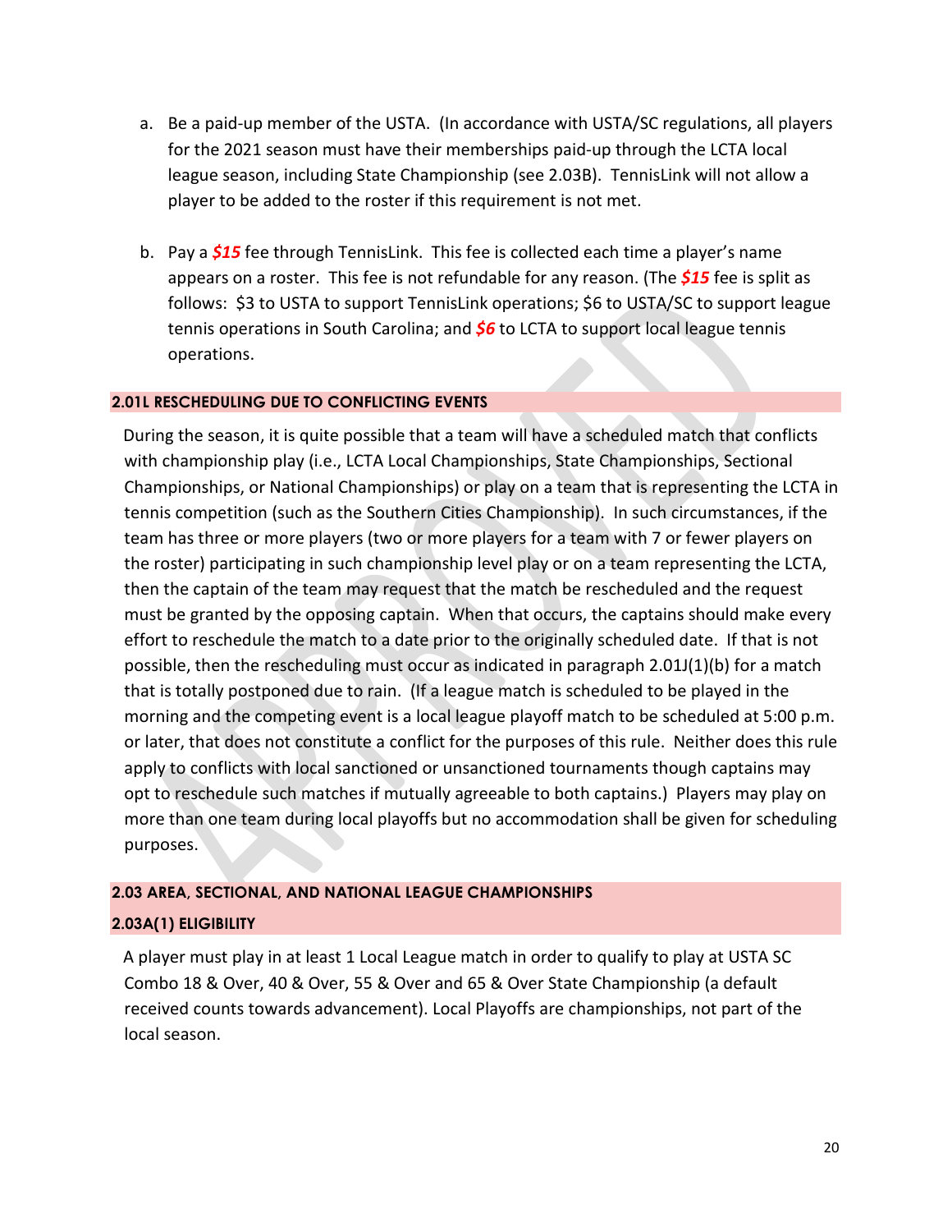a. Be a paid-up member of the USTA. (In accordance with USTA/SC regulations, all players for the 2021 season must have their memberships paid-up through the LCTA local league season, including State Championship (see 2.03B). TennisLink will not allow a player to be added to the roster if this requirement is not met.

b. Pay a ***$15*** fee through TennisLink. This fee is collected each time a player's name appears on a roster. This fee is not refundable for any reason. (The ***$15*** fee is split as follows: $3 to USTA to support TennisLink operations; $6 to USTA/SC to support league tennis operations in South Carolina; and ***$6*** to LCTA to support local league tennis operations.

## 2.01L RESCHEDULING DUE TO CONFLICTING EVENTS

During the season, it is quite possible that a team will have a scheduled match that conflicts with championship play (i.e., LCTA Local Championships, State Championships, Sectional Championships, or National Championships) or play on a team that is representing the LCTA in tennis competition (such as the Southern Cities Championship). In such circumstances, if the team has three or more players (two or more players for a team with 7 or fewer players on the roster) participating in such championship level play or on a team representing the LCTA, then the captain of the team may request that the match be rescheduled and the request must be granted by the opposing captain. When that occurs, the captains should make every effort to reschedule the match to a date prior to the originally scheduled date. If that is not possible, then the rescheduling must occur as indicated in paragraph 2.01J(1)(b) for a match that is totally postponed due to rain. (If a league match is scheduled to be played in the morning and the competing event is a local league playoff match to be scheduled at 5:00 p.m. or later, that does not constitute a conflict for the purposes of this rule. Neither does this rule apply to conflicts with local sanctioned or unsanctioned tournaments though captains may opt to reschedule such matches if mutually agreeable to both captains.) Players may play on more than one team during local playoffs but no accommodation shall be given for scheduling purposes.

## 2.03 AREA, SECTIONAL, AND NATIONAL LEAGUE CHAMPIONSHIPS

## 2.03A(1) ELIGIBILITY

A player must play in at least 1 Local League match in order to qualify to play at USTA SC Combo 18 & Over, 40 & Over, 55 & Over and 65 & Over State Championship (a default received counts towards advancement). Local Playoffs are championships, not part of the local season.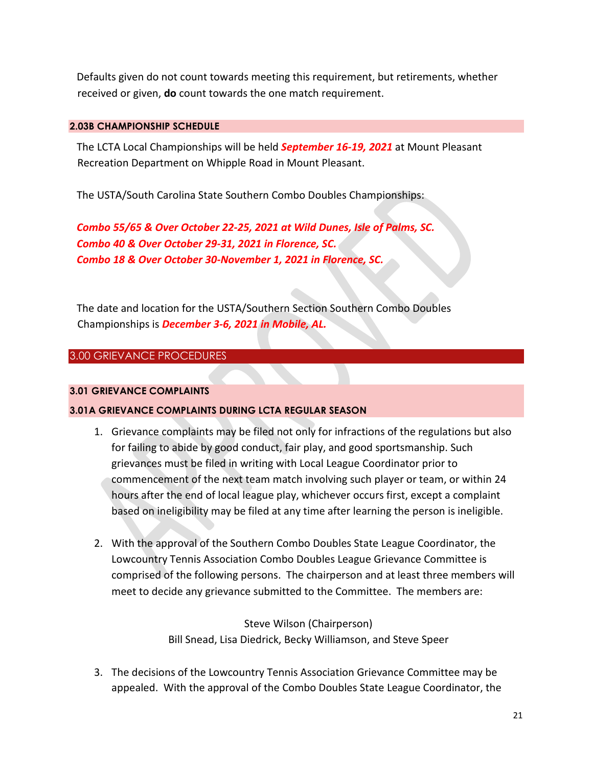Defaults given do not count towards meeting this requirement, but retirements, whether received or given, **do** count towards the one match requirement.

### 2.03B CHAMPIONSHIP SCHEDULE

The LCTA Local Championships will be held ***September 16-19, 2021*** at Mount Pleasant Recreation Department on Whipple Road in Mount Pleasant.

The USTA/South Carolina State Southern Combo Doubles Championships:

***Combo 55/65 & Over October 22-25, 2021 at Wild Dunes, Isle of Palms, SC.***
***Combo 40 & Over October 29-31, 2021 in Florence, SC.***
***Combo 18 & Over October 30-November 1, 2021 in Florence, SC.***

The date and location for the USTA/Southern Section Southern Combo Doubles Championships is ***December 3-6, 2021 in Mobile, AL.***

## 3.00 GRIEVANCE PROCEDURES

### 3.01 GRIEVANCE COMPLAINTS

### 3.01A GRIEVANCE COMPLAINTS DURING LCTA REGULAR SEASON

1. Grievance complaints may be filed not only for infractions of the regulations but also for failing to abide by good conduct, fair play, and good sportsmanship. Such grievances must be filed in writing with Local League Coordinator prior to commencement of the next team match involving such player or team, or within 24 hours after the end of local league play, whichever occurs first, except a complaint based on ineligibility may be filed at any time after learning the person is ineligible.

2. With the approval of the Southern Combo Doubles State League Coordinator, the Lowcountry Tennis Association Combo Doubles League Grievance Committee is comprised of the following persons. The chairperson and at least three members will meet to decide any grievance submitted to the Committee. The members are:

   Steve Wilson (Chairperson)
   Bill Snead, Lisa Diedrick, Becky Williamson, and Steve Speer

3. The decisions of the Lowcountry Tennis Association Grievance Committee may be appealed. With the approval of the Combo Doubles State League Coordinator, the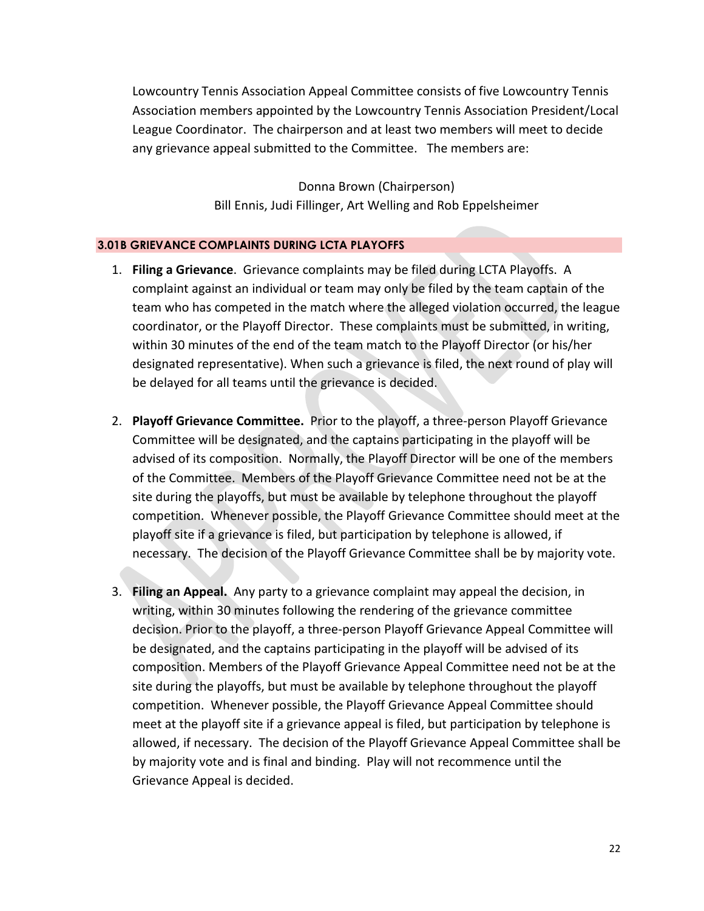Lowcountry Tennis Association Appeal Committee consists of five Lowcountry Tennis Association members appointed by the Lowcountry Tennis Association President/Local League Coordinator. The chairperson and at least two members will meet to decide any grievance appeal submitted to the Committee. The members are:

Donna Brown (Chairperson)
Bill Ennis, Judi Fillinger, Art Welling and Rob Eppelsheimer

### 3.01B GRIEVANCE COMPLAINTS DURING LCTA PLAYOFFS

1. **Filing a Grievance**. Grievance complaints may be filed during LCTA Playoffs. A complaint against an individual or team may only be filed by the team captain of the team who has competed in the match where the alleged violation occurred, the league coordinator, or the Playoff Director. These complaints must be submitted, in writing, within 30 minutes of the end of the team match to the Playoff Director (or his/her designated representative). When such a grievance is filed, the next round of play will be delayed for all teams until the grievance is decided.

2. **Playoff Grievance Committee.** Prior to the playoff, a three-person Playoff Grievance Committee will be designated, and the captains participating in the playoff will be advised of its composition. Normally, the Playoff Director will be one of the members of the Committee. Members of the Playoff Grievance Committee need not be at the site during the playoffs, but must be available by telephone throughout the playoff competition. Whenever possible, the Playoff Grievance Committee should meet at the playoff site if a grievance is filed, but participation by telephone is allowed, if necessary. The decision of the Playoff Grievance Committee shall be by majority vote.

3. **Filing an Appeal.** Any party to a grievance complaint may appeal the decision, in writing, within 30 minutes following the rendering of the grievance committee decision. Prior to the playoff, a three-person Playoff Grievance Appeal Committee will be designated, and the captains participating in the playoff will be advised of its composition. Members of the Playoff Grievance Appeal Committee need not be at the site during the playoffs, but must be available by telephone throughout the playoff competition. Whenever possible, the Playoff Grievance Appeal Committee should meet at the playoff site if a grievance appeal is filed, but participation by telephone is allowed, if necessary. The decision of the Playoff Grievance Appeal Committee shall be by majority vote and is final and binding. Play will not recommence until the Grievance Appeal is decided.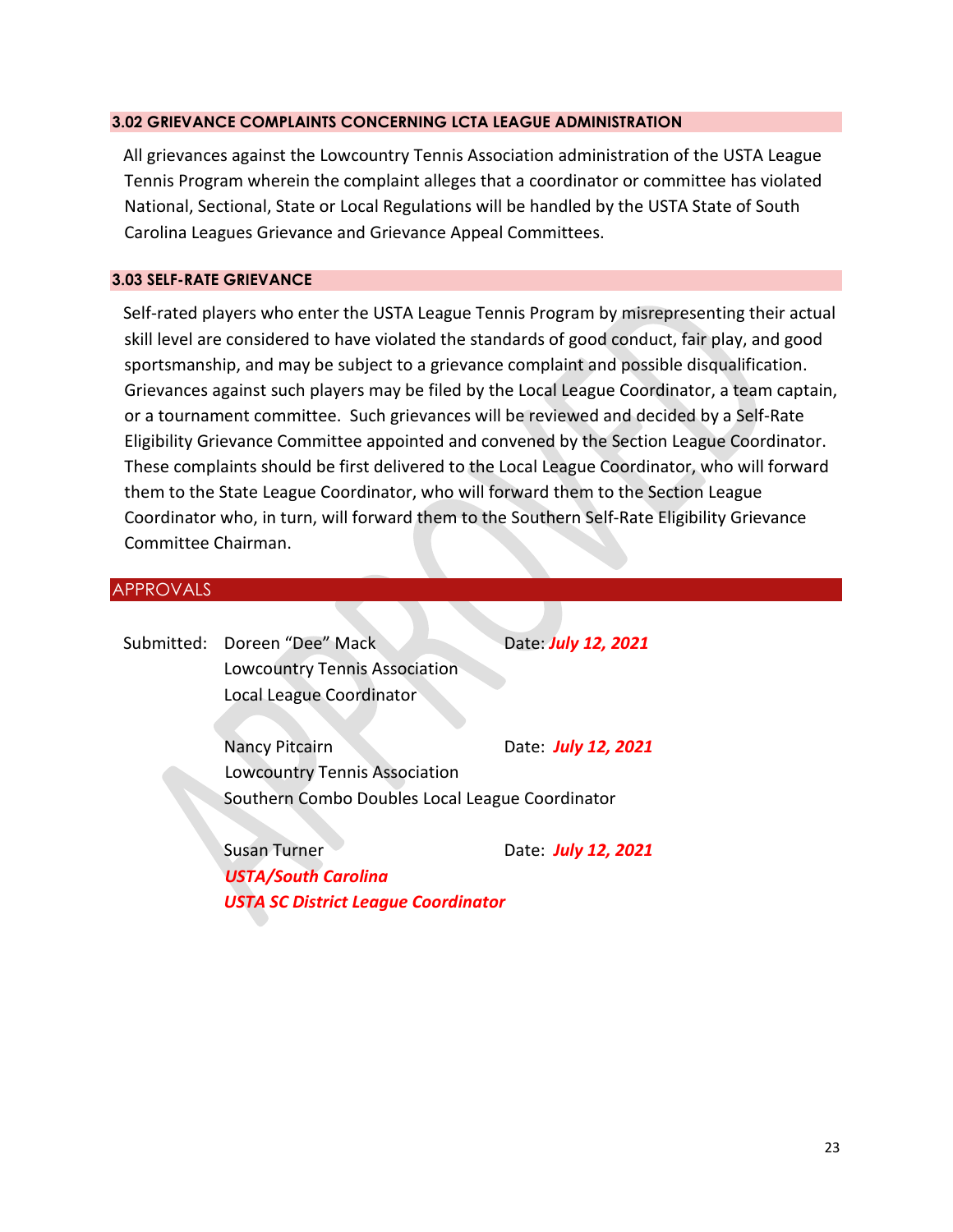### 3.02 GRIEVANCE COMPLAINTS CONCERNING LCTA LEAGUE ADMINISTRATION

All grievances against the Lowcountry Tennis Association administration of the USTA League Tennis Program wherein the complaint alleges that a coordinator or committee has violated National, Sectional, State or Local Regulations will be handled by the USTA State of South Carolina Leagues Grievance and Grievance Appeal Committees.

### 3.03 SELF-RATE GRIEVANCE

Self-rated players who enter the USTA League Tennis Program by misrepresenting their actual skill level are considered to have violated the standards of good conduct, fair play, and good sportsmanship, and may be subject to a grievance complaint and possible disqualification. Grievances against such players may be filed by the Local League Coordinator, a team captain, or a tournament committee. Such grievances will be reviewed and decided by a Self-Rate Eligibility Grievance Committee appointed and convened by the Section League Coordinator. These complaints should be first delivered to the Local League Coordinator, who will forward them to the State League Coordinator, who will forward them to the Section League Coordinator who, in turn, will forward them to the Southern Self-Rate Eligibility Grievance Committee Chairman.

## APPROVALS

Submitted: Doreen "Dee" Mack — Date: ***July 12, 2021***
Lowcountry Tennis Association
Local League Coordinator

Nancy Pitcairn — Date: ***July 12, 2021***
Lowcountry Tennis Association
Southern Combo Doubles Local League Coordinator

Susan Turner — Date: ***July 12, 2021***
***USTA/South Carolina***
***USTA SC District League Coordinator***